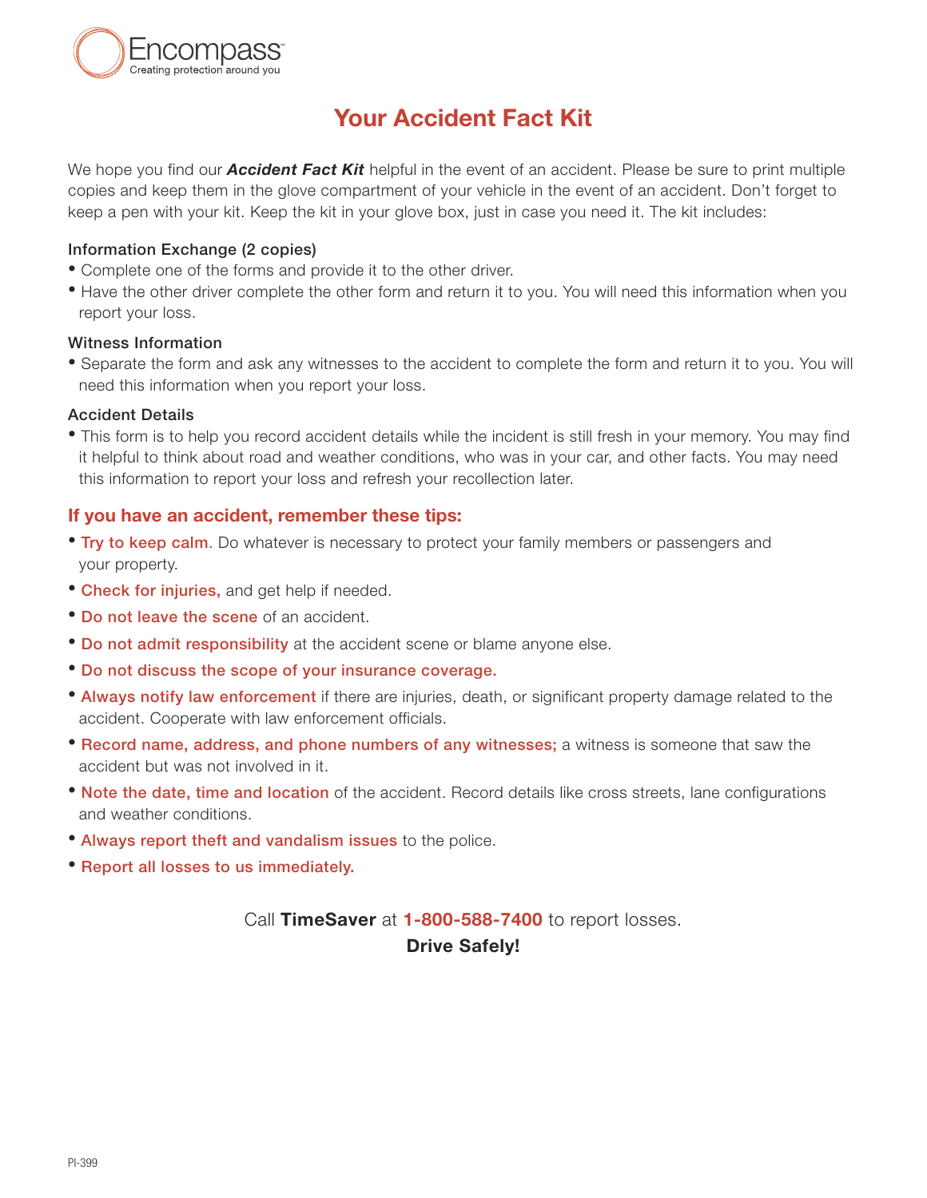Encompass
Creating protection around you

# Your Accident Fact Kit

We hope you find our ***Accident Fact Kit*** helpful in the event of an accident. Please be sure to print multiple copies and keep them in the glove compartment of your vehicle in the event of an accident. Don't forget to keep a pen with your kit. Keep the kit in your glove box, just in case you need it. The kit includes:

### Information Exchange (2 copies)

- Complete one of the forms and provide it to the other driver.
- Have the other driver complete the other form and return it to you. You will need this information when you report your loss.

### Witness Information

- Separate the form and ask any witnesses to the accident to complete the form and return it to you. You will need this information when you report your loss.

### Accident Details

- This form is to help you record accident details while the incident is still fresh in your memory. You may find it helpful to think about road and weather conditions, who was in your car, and other facts. You may need this information to report your loss and refresh your recollection later.

## If you have an accident, remember these tips:

- **Try to keep calm.** Do whatever is necessary to protect your family members or passengers and your property.
- **Check for injuries,** and get help if needed.
- **Do not leave the scene** of an accident.
- **Do not admit responsibility** at the accident scene or blame anyone else.
- **Do not discuss the scope of your insurance coverage.**
- **Always notify law enforcement** if there are injuries, death, or significant property damage related to the accident. Cooperate with law enforcement officials.
- **Record name, address, and phone numbers of any witnesses;** a witness is someone that saw the accident but was not involved in it.
- **Note the date, time and location** of the accident. Record details like cross streets, lane configurations and weather conditions.
- **Always report theft and vandalism issues** to the police.
- **Report all losses to us immediately.**

Call **TimeSaver** at **1-800-588-7400** to report losses.

**Drive Safely!**

PI-399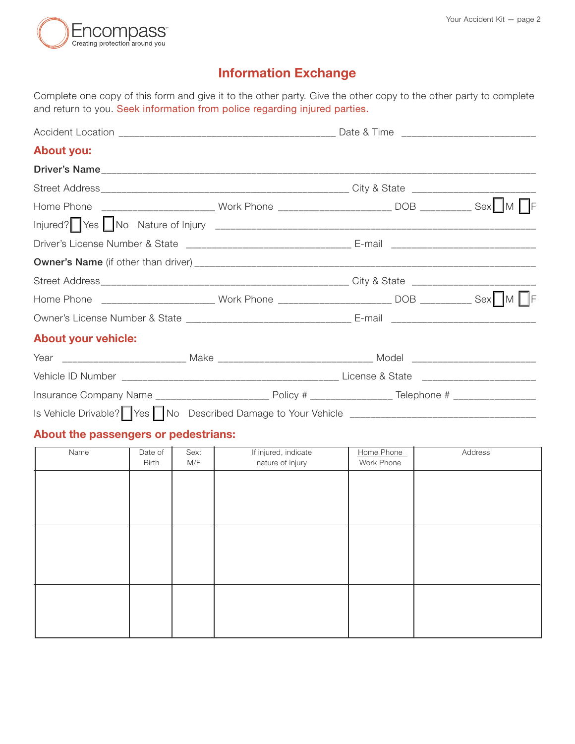# Information Exchange

Complete one copy of this form and give it to the other party. Give the other copy to the other party to complete and return to you. Seek information from police regarding injured parties.

Accident Location ________________________________________ Date & Time _________________________

## About you:

**Driver's Name** ________________________________________________________________________________

Street Address ______________________________________________ City & State _______________________

Home Phone _____________________ Work Phone _____________________ DOB _________ Sex ☐ M ☐ F

Injured? ☐ Yes ☐ No Nature of Injury ____________________________________________________________

Driver's License Number & State _______________________________ E-mail ___________________________

**Owner's Name** (if other than driver) ___________________________________________________________

Street Address ______________________________________________ City & State _______________________

Home Phone _____________________ Work Phone _____________________ DOB _________ Sex ☐ M ☐ F

Owner's License Number & State _______________________________ E-mail ___________________________

## About your vehicle:

Year _______________________ Make ____________________________ Model _______________________

Vehicle ID Number ________________________________________ License & State _____________________

Insurance Company Name _____________________ Policy # _______________ Telephone # _______________

Is Vehicle Drivable? ☐ Yes ☐ No Described Damage to Your Vehicle __________________________________

## About the passengers or pedestrians:

| Name | Date of Birth | Sex: M/F | If injured, indicate nature of injury | Home Phone / Work Phone | Address |
|---|---|---|---|---|---|
| | | | | | |
| | | | | | |
| | | | | | |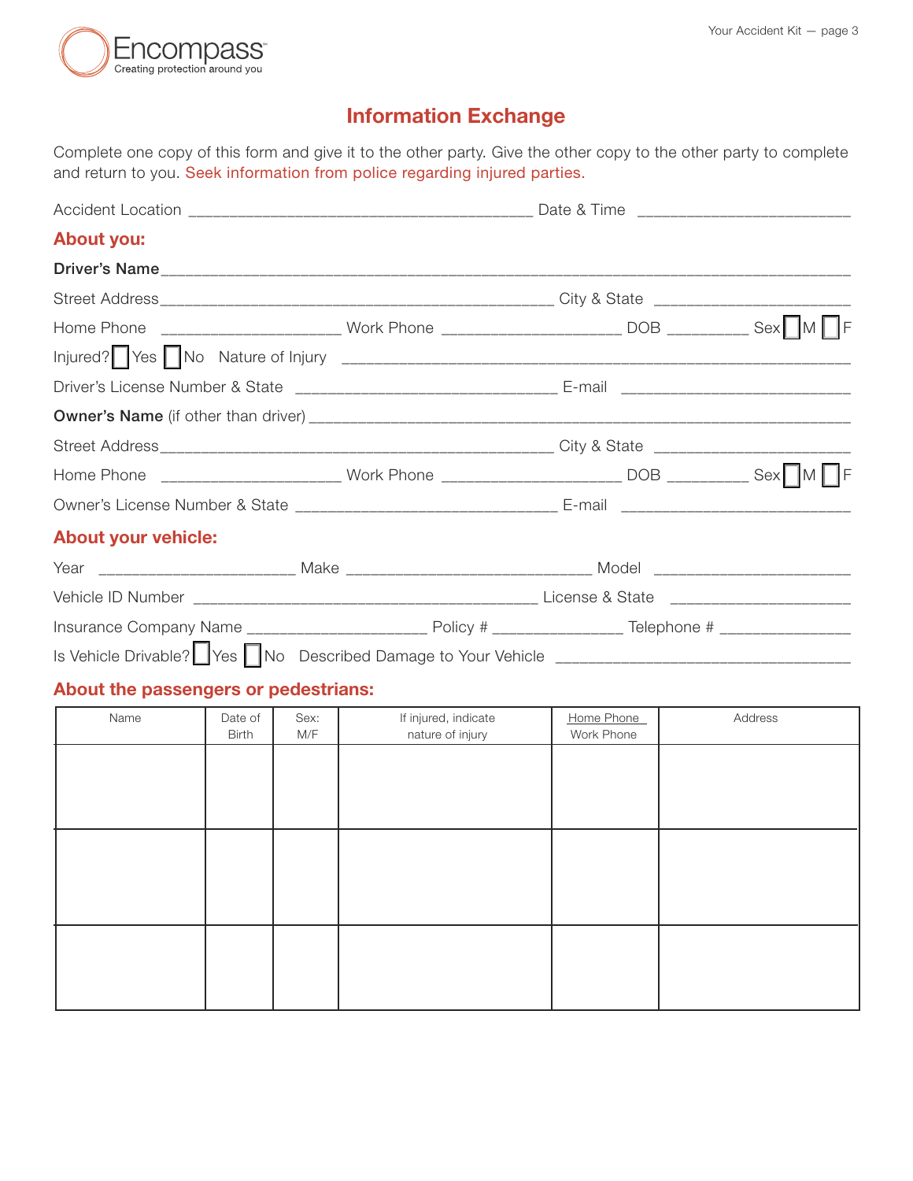Encompass
Creating protection around you

# Information Exchange

Complete one copy of this form and give it to the other party. Give the other copy to the other party to complete and return to you. Seek information from police regarding injured parties.

Accident Location ________________________________________ Date & Time ________________________

## About you:

**Driver's Name** ________________________________________________________________________________

Street Address ______________________________________________ City & State ______________________

Home Phone _____________________ Work Phone _____________________ DOB _________ Sex ☐ M ☐ F

Injured? ☐ Yes ☐ No Nature of Injury ____________________________________________________________

Driver's License Number & State ______________________________ E-mail ___________________________

**Owner's Name** (if other than driver) ___________________________________________________________

Street Address ______________________________________________ City & State ______________________

Home Phone _____________________ Work Phone _____________________ DOB _________ Sex ☐ M ☐ F

Owner's License Number & State ______________________________ E-mail ___________________________

## About your vehicle:

Year _______________________ Make ____________________________ Model _______________________

Vehicle ID Number ________________________________________ License & State ____________________

Insurance Company Name ____________________ Policy # _______________ Telephone # _______________

Is Vehicle Drivable? ☐ Yes ☐ No Described Damage to Your Vehicle ___________________________________

## About the passengers or pedestrians:

| Name | Date of Birth | Sex: M/F | If injured, indicate nature of injury | Home Phone<br>Work Phone | Address |
|---|---|---|---|---|---|
| | | | | | |
| | | | | | |
| | | | | | |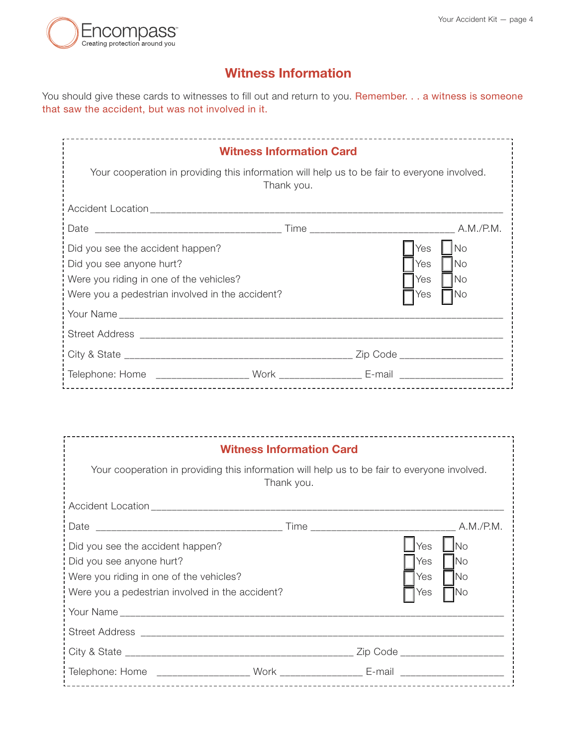# Witness Information

You should give these cards to witnesses to fill out and return to you. Remember. . . a witness is someone that saw the accident, but was not involved in it.

## Witness Information Card

Your cooperation in providing this information will help us to be fair to everyone involved. Thank you.

Accident Location ______________________________________________

Date ______________________ Time ____________________ A.M./P.M.

Did you see the accident happen? ☐ Yes ☐ No

Did you see anyone hurt? ☐ Yes ☐ No

Were you riding in one of the vehicles? ☐ Yes ☐ No

Were you a pedestrian involved in the accident? ☐ Yes ☐ No

Your Name ______________________________________________

Street Address ______________________________________________

City & State ____________________________ Zip Code ______________

Telephone: Home ______________ Work ______________ E-mail ______________

## Witness Information Card

Your cooperation in providing this information will help us to be fair to everyone involved. Thank you.

Accident Location ______________________________________________

Date ______________________ Time ____________________ A.M./P.M.

Did you see the accident happen? ☐ Yes ☐ No

Did you see anyone hurt? ☐ Yes ☐ No

Were you riding in one of the vehicles? ☐ Yes ☐ No

Were you a pedestrian involved in the accident? ☐ Yes ☐ No

Your Name ______________________________________________

Street Address ______________________________________________

City & State ____________________________ Zip Code ______________

Telephone: Home ______________ Work ______________ E-mail ______________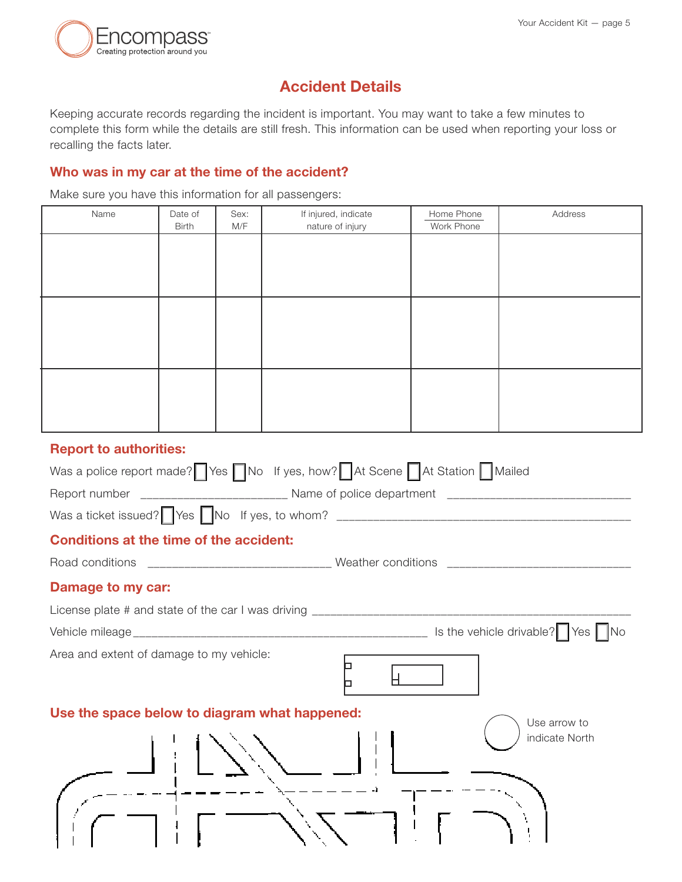## Accident Details

Keeping accurate records regarding the incident is important. You may want to take a few minutes to complete this form while the details are still fresh. This information can be used when reporting your loss or recalling the facts later.

### Who was in my car at the time of the accident?

Make sure you have this information for all passengers:

| Name | Date of Birth | Sex: M/F | If injured, indicate nature of injury | Home Phone / Work Phone | Address |
|---|---|---|---|---|---|
| | | | | | |
| | | | | | |
| | | | | | |

### Report to authorities:

Was a police report made? ☐ Yes ☐ No If yes, how? ☐ At Scene ☐ At Station ☐ Mailed

Report number ______________________ Name of police department __________________________

Was a ticket issued? ☐ Yes ☐ No If yes, to whom? __________________________________________

### Conditions at the time of the accident:

Road conditions __________________________ Weather conditions __________________________

### Damage to my car:

License plate # and state of the car I was driving ______________________________________________

Vehicle mileage __________________________________________ Is the vehicle drivable? ☐ Yes ☐ No

Area and extent of damage to my vehicle:

### Use the space below to diagram what happened:

Use arrow to indicate North